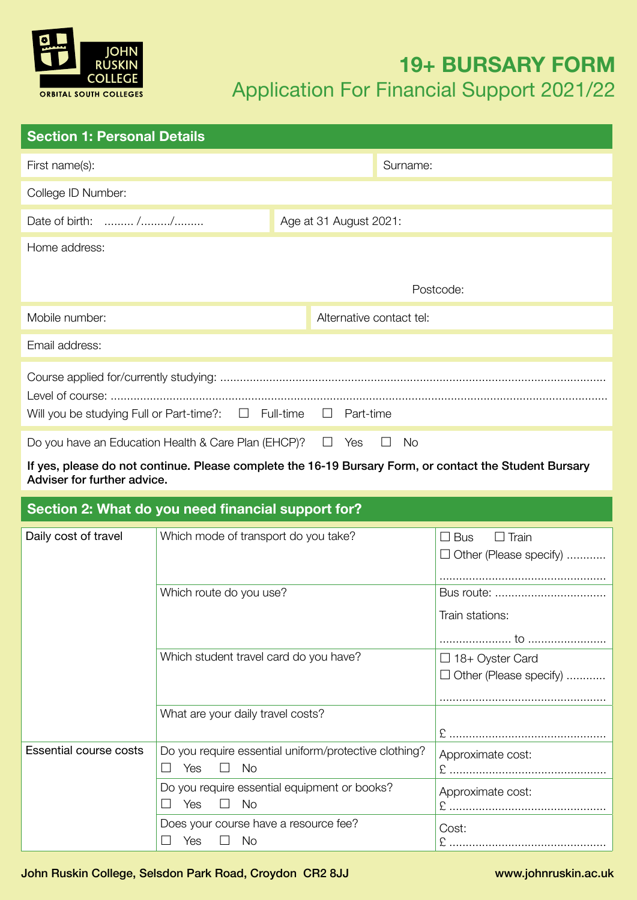JOHN RUSKIN COLLEGE
ORBITAL SOUTH COLLEGES

# 19+ BURSARY FORM

## Application For Financial Support 2021/22

## Section 1: Personal Details

First name(s):

Surname:

College ID Number:

Date of birth: ......... /........./.........

Age at 31 August 2021:

Home address:

Postcode:

Mobile number:

Alternative contact tel:

Email address:

Course applied for/currently studying: ........................................................................................................................

Level of course: ........................................................................................................................

Will you be studying Full or Part-time?: ☐ Full-time ☐ Part-time

Do you have an Education Health & Care Plan (EHCP)? ☐ Yes ☐ No

**If yes, please do not continue. Please complete the 16-19 Bursary Form, or contact the Student Bursary Adviser for further advice.**

## Section 2: What do you need financial support for?

| | | |
|---|---|---|
| Daily cost of travel | Which mode of transport do you take? | ☐ Bus ☐ Train<br>☐ Other (Please specify) ............<br>.................................................. |
| | Which route do you use? | Bus route: .................................<br>Train stations:<br>..................... to ........................ |
| | Which student travel card do you have? | ☐ 18+ Oyster Card<br>☐ Other (Please specify) ............<br>.................................................. |
| | What are your daily travel costs? | £ ................................................ |
| Essential course costs | Do you require essential uniform/protective clothing?<br>☐ Yes ☐ No | Approximate cost:<br>£ ................................................ |
| | Do you require essential equipment or books?<br>☐ Yes ☐ No | Approximate cost:<br>£ ................................................ |
| | Does your course have a resource fee?<br>☐ Yes ☐ No | Cost:<br>£ ................................................ |

John Ruskin College, Selsdon Park Road, Croydon CR2 8JJ www.johnruskin.ac.uk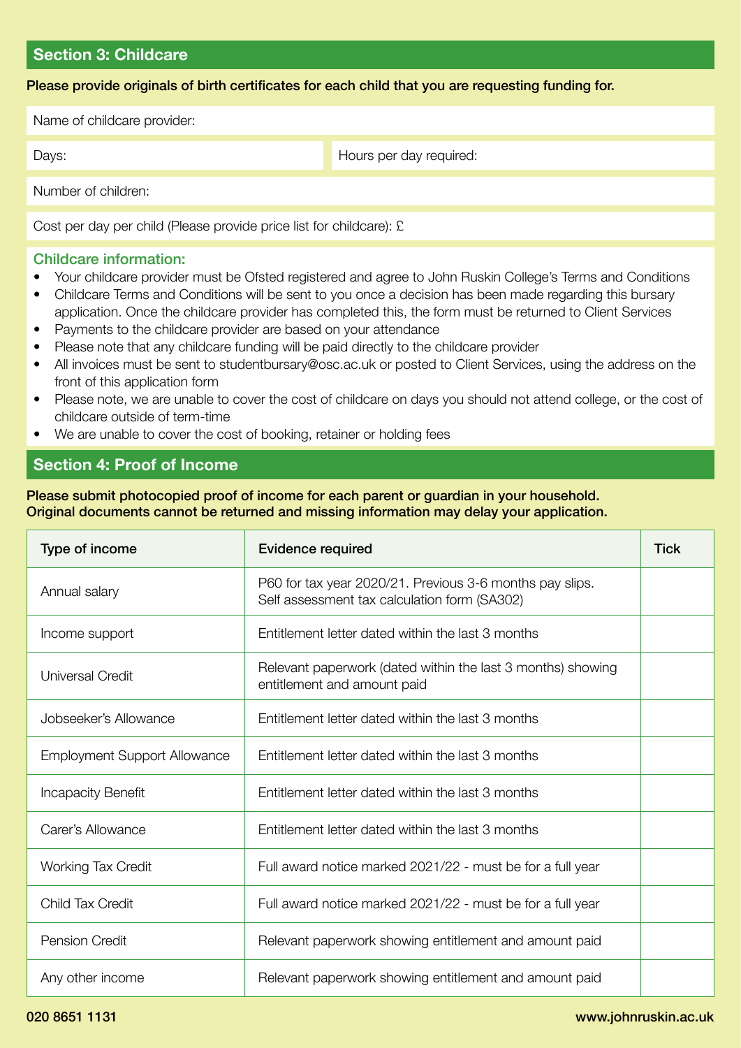## Section 3: Childcare

**Please provide originals of birth certificates for each child that you are requesting funding for.**

Name of childcare provider:

Days:

Hours per day required:

Number of children:

Cost per day per child (Please provide price list for childcare): £

### Childcare information:

- Your childcare provider must be Ofsted registered and agree to John Ruskin College's Terms and Conditions
- Childcare Terms and Conditions will be sent to you once a decision has been made regarding this bursary application. Once the childcare provider has completed this, the form must be returned to Client Services
- Payments to the childcare provider are based on your attendance
- Please note that any childcare funding will be paid directly to the childcare provider
- All invoices must be sent to studentbursary@osc.ac.uk or posted to Client Services, using the address on the front of this application form
- Please note, we are unable to cover the cost of childcare on days you should not attend college, or the cost of childcare outside of term-time
- We are unable to cover the cost of booking, retainer or holding fees

## Section 4: Proof of Income

**Please submit photocopied proof of income for each parent or guardian in your household. Original documents cannot be returned and missing information may delay your application.**

| Type of income | Evidence required | Tick |
|---|---|---|
| Annual salary | P60 for tax year 2020/21. Previous 3-6 months pay slips. Self assessment tax calculation form (SA302) | |
| Income support | Entitlement letter dated within the last 3 months | |
| Universal Credit | Relevant paperwork (dated within the last 3 months) showing entitlement and amount paid | |
| Jobseeker's Allowance | Entitlement letter dated within the last 3 months | |
| Employment Support Allowance | Entitlement letter dated within the last 3 months | |
| Incapacity Benefit | Entitlement letter dated within the last 3 months | |
| Carer's Allowance | Entitlement letter dated within the last 3 months | |
| Working Tax Credit | Full award notice marked 2021/22 - must be for a full year | |
| Child Tax Credit | Full award notice marked 2021/22 - must be for a full year | |
| Pension Credit | Relevant paperwork showing entitlement and amount paid | |
| Any other income | Relevant paperwork showing entitlement and amount paid | |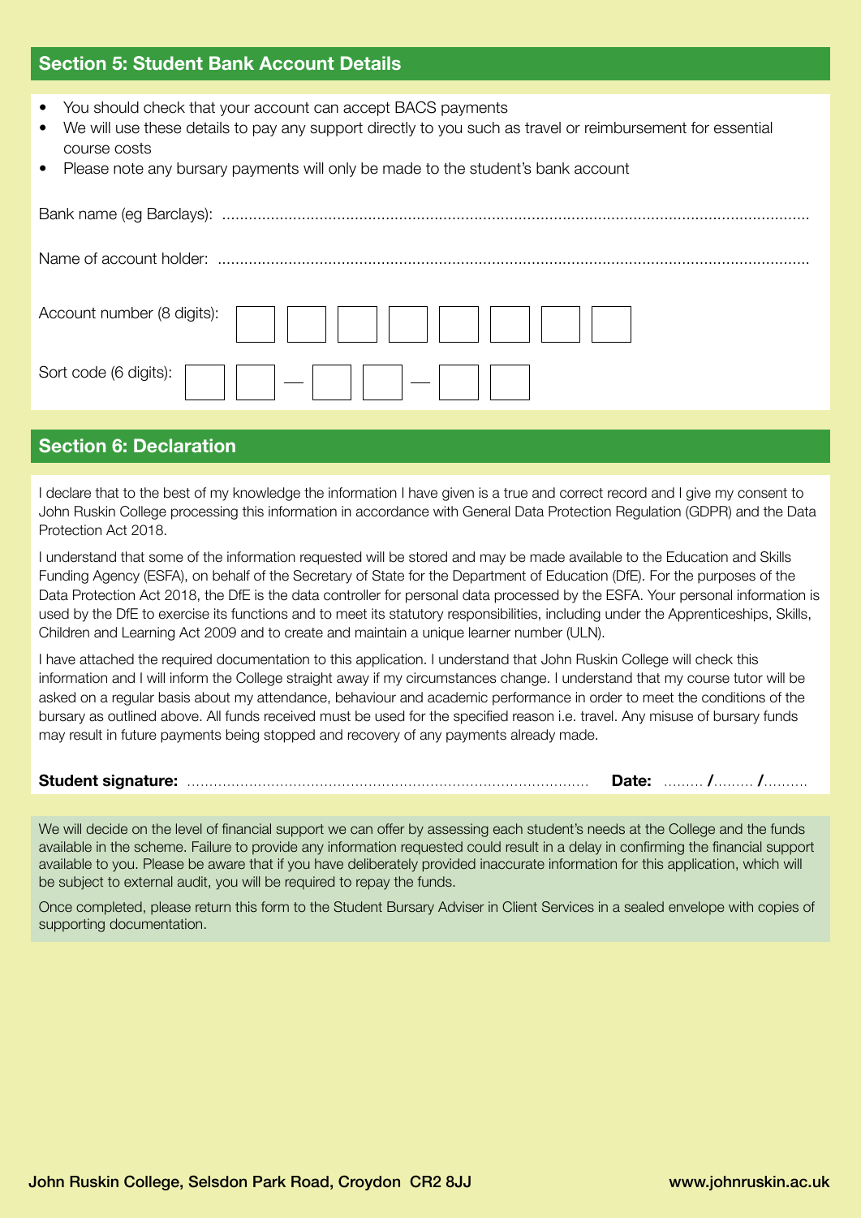## Section 5: Student Bank Account Details

- You should check that your account can accept BACS payments
- We will use these details to pay any support directly to you such as travel or reimbursement for essential course costs
- Please note any bursary payments will only be made to the student's bank account

Bank name (eg Barclays): ..........................................................................................................................................

Name of account holder: ..........................................................................................................................................

Account number (8 digits): ☐ ☐ ☐ ☐ ☐ ☐ ☐ ☐

Sort code (6 digits): ☐ ☐ – ☐ ☐ – ☐ ☐

## Section 6: Declaration

I declare that to the best of my knowledge the information I have given is a true and correct record and I give my consent to John Ruskin College processing this information in accordance with General Data Protection Regulation (GDPR) and the Data Protection Act 2018.

I understand that some of the information requested will be stored and may be made available to the Education and Skills Funding Agency (ESFA), on behalf of the Secretary of State for the Department of Education (DfE). For the purposes of the Data Protection Act 2018, the DfE is the data controller for personal data processed by the ESFA. Your personal information is used by the DfE to exercise its functions and to meet its statutory responsibilities, including under the Apprenticeships, Skills, Children and Learning Act 2009 and to create and maintain a unique learner number (ULN).

I have attached the required documentation to this application. I understand that John Ruskin College will check this information and I will inform the College straight away if my circumstances change. I understand that my course tutor will be asked on a regular basis about my attendance, behaviour and academic performance in order to meet the conditions of the bursary as outlined above. All funds received must be used for the specified reason i.e. travel. Any misuse of bursary funds may result in future payments being stopped and recovery of any payments already made.

**Student signature:** ........................................................................................ **Date:** ......... **/**......... **/**..........

We will decide on the level of financial support we can offer by assessing each student's needs at the College and the funds available in the scheme. Failure to provide any information requested could result in a delay in confirming the financial support available to you. Please be aware that if you have deliberately provided inaccurate information for this application, which will be subject to external audit, you will be required to repay the funds.

Once completed, please return this form to the Student Bursary Adviser in Client Services in a sealed envelope with copies of supporting documentation.

**John Ruskin College, Selsdon Park Road, Croydon CR2 8JJ** **www.johnruskin.ac.uk**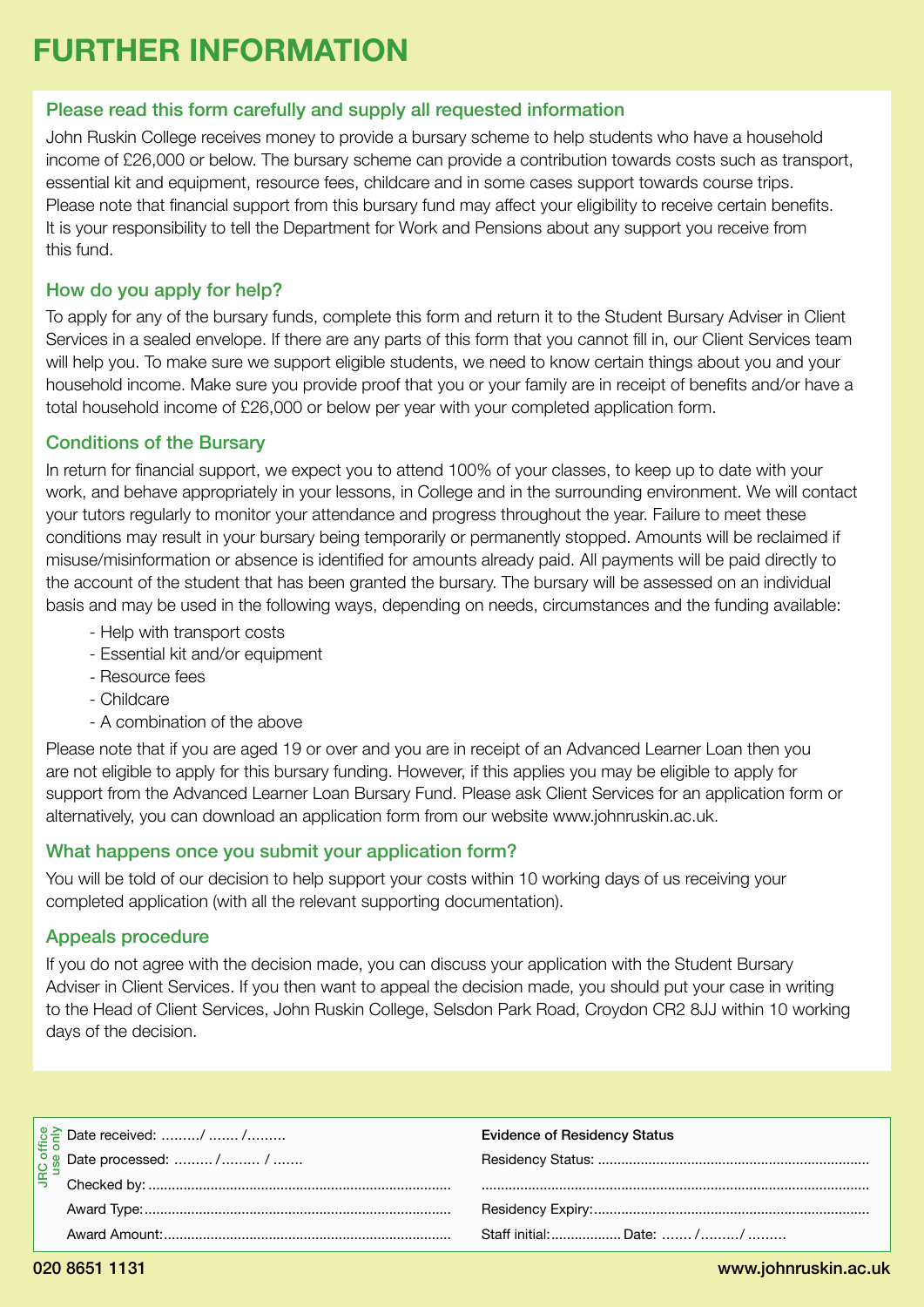# FURTHER INFORMATION

### Please read this form carefully and supply all requested information

John Ruskin College receives money to provide a bursary scheme to help students who have a household income of £26,000 or below. The bursary scheme can provide a contribution towards costs such as transport, essential kit and equipment, resource fees, childcare and in some cases support towards course trips. Please note that financial support from this bursary fund may affect your eligibility to receive certain benefits. It is your responsibility to tell the Department for Work and Pensions about any support you receive from this fund.

### How do you apply for help?

To apply for any of the bursary funds, complete this form and return it to the Student Bursary Adviser in Client Services in a sealed envelope. If there are any parts of this form that you cannot fill in, our Client Services team will help you. To make sure we support eligible students, we need to know certain things about you and your household income. Make sure you provide proof that you or your family are in receipt of benefits and/or have a total household income of £26,000 or below per year with your completed application form.

### Conditions of the Bursary

In return for financial support, we expect you to attend 100% of your classes, to keep up to date with your work, and behave appropriately in your lessons, in College and in the surrounding environment. We will contact your tutors regularly to monitor your attendance and progress throughout the year. Failure to meet these conditions may result in your bursary being temporarily or permanently stopped. Amounts will be reclaimed if misuse/misinformation or absence is identified for amounts already paid. All payments will be paid directly to the account of the student that has been granted the bursary. The bursary will be assessed on an individual basis and may be used in the following ways, depending on needs, circumstances and the funding available:

- Help with transport costs
- Essential kit and/or equipment
- Resource fees
- Childcare
- A combination of the above

Please note that if you are aged 19 or over and you are in receipt of an Advanced Learner Loan then you are not eligible to apply for this bursary funding. However, if this applies you may be eligible to apply for support from the Advanced Learner Loan Bursary Fund. Please ask Client Services for an application form or alternatively, you can download an application form from our website www.johnruskin.ac.uk.

### What happens once you submit your application form?

You will be told of our decision to help support your costs within 10 working days of us receiving your completed application (with all the relevant supporting documentation).

### Appeals procedure

If you do not agree with the decision made, you can discuss your application with the Student Bursary Adviser in Client Services. If you then want to appeal the decision made, you should put your case in writing to the Head of Client Services, John Ruskin College, Selsdon Park Road, Croydon CR2 8JJ within 10 working days of the decision.

JRC office use only

Date received: ........./ ....... /.........

Date processed: ......... /......... / .......

Checked by: ..............................................................................

Award Type:...............................................................................

Award Amount:...........................................................................

**Evidence of Residency Status**

Residency Status: ......................................................................

...................................................................................................

Residency Expiry:.......................................................................

Staff initial:.................. Date: ....... /........./ .........

020 8651 1131

www.johnruskin.ac.uk